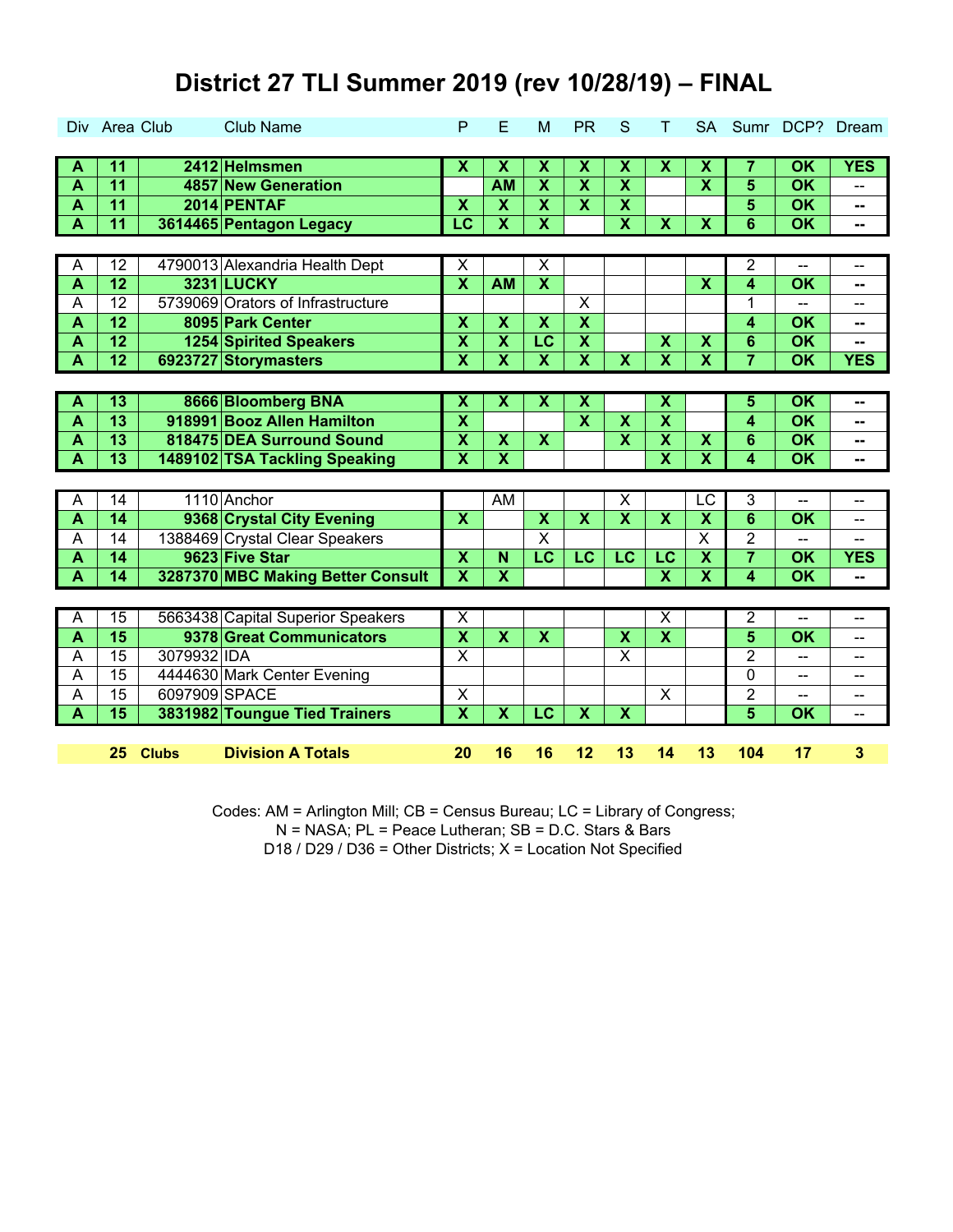# District 27 TLI Summer 2019 (rev 10/28/19) – FINAL

| Div | Area | Club | Club Name | P | E | M | PR | S | T | SA | Sumr | DCP? | Dream |
|---|---|---|---|---|---|---|---|---|---|---|---|---|---|
| **A** | **11** | **2412** | **Helmsmen** | **X** | **X** | **X** | **X** | **X** | **X** | **X** | **7** | **OK** | **YES** |
| **A** | **11** | **4857** | **New Generation** | | **AM** | **X** | **X** | **X** | | **X** | **5** | **OK** | -- |
| **A** | **11** | **2014** | **PENTAF** | **X** | **X** | **X** | **X** | **X** | | | **5** | **OK** | **--** |
| **A** | **11** | **3614465** | **Pentagon Legacy** | **LC** | **X** | **X** | | **X** | **X** | **X** | **6** | **OK** | **--** |
| A | 12 | 4790013 | Alexandria Health Dept | X | | X | | | | | 2 | -- | -- |
| **A** | **12** | **3231** | **LUCKY** | **X** | **AM** | **X** | | | | **X** | **4** | **OK** | **--** |
| A | 12 | 5739069 | Orators of Infrastructure | | | | X | | | | 1 | -- | -- |
| **A** | **12** | **8095** | **Park Center** | **X** | **X** | **X** | **X** | | | | **4** | **OK** | **--** |
| **A** | **12** | **1254** | **Spirited Speakers** | **X** | **X** | **LC** | **X** | | **X** | **X** | **6** | **OK** | **--** |
| **A** | **12** | **6923727** | **Storymasters** | **X** | **X** | **X** | **X** | **X** | **X** | **X** | **7** | **OK** | **YES** |
| **A** | **13** | **8666** | **Bloomberg BNA** | **X** | **X** | **X** | **X** | | **X** | | **5** | **OK** | **--** |
| **A** | **13** | **918991** | **Booz Allen Hamilton** | **X** | | | **X** | **X** | **X** | | **4** | **OK** | **--** |
| **A** | **13** | **818475** | **DEA Surround Sound** | **X** | **X** | **X** | | **X** | **X** | **X** | **6** | **OK** | **--** |
| **A** | **13** | **1489102** | **TSA Tackling Speaking** | **X** | **X** | | | | **X** | **X** | **4** | **OK** | **--** |
| A | 14 | 1110 | Anchor | | AM | | | X | | LC | 3 | -- | -- |
| **A** | **14** | **9368** | **Crystal City Evening** | **X** | | **X** | **X** | **X** | **X** | **X** | **6** | **OK** | -- |
| A | 14 | 1388469 | Crystal Clear Speakers | | | X | | | | X | 2 | -- | -- |
| **A** | **14** | **9623** | **Five Star** | **X** | **N** | **LC** | **LC** | **LC** | **LC** | **X** | **7** | **OK** | **YES** |
| **A** | **14** | **3287370** | **MBC Making Better Consult** | **X** | **X** | | | | **X** | **X** | **4** | **OK** | **--** |
| A | 15 | 5663438 | Capital Superior Speakers | X | | | | | X | | 2 | -- | -- |
| **A** | **15** | **9378** | **Great Communicators** | **X** | **X** | **X** | | **X** | **X** | | **5** | **OK** | -- |
| A | 15 | 3079932 | IDA | X | | | | X | | | 2 | -- | -- |
| A | 15 | 4444630 | Mark Center Evening | | | | | | | | 0 | -- | -- |
| A | 15 | 6097909 | SPACE | X | | | | | X | | 2 | -- | -- |
| **A** | **15** | **3831982** | **Toungue Tied Trainers** | **X** | **X** | **LC** | **X** | **X** | | | **5** | **OK** | -- |
| | **25** | **Clubs** | **Division A Totals** | **20** | **16** | **16** | **12** | **13** | **14** | **13** | **104** | **17** | **3** |

Codes: AM = Arlington Mill; CB = Census Bureau; LC = Library of Congress;
N = NASA; PL = Peace Lutheran; SB = D.C. Stars & Bars
D18 / D29 / D36 = Other Districts; X = Location Not Specified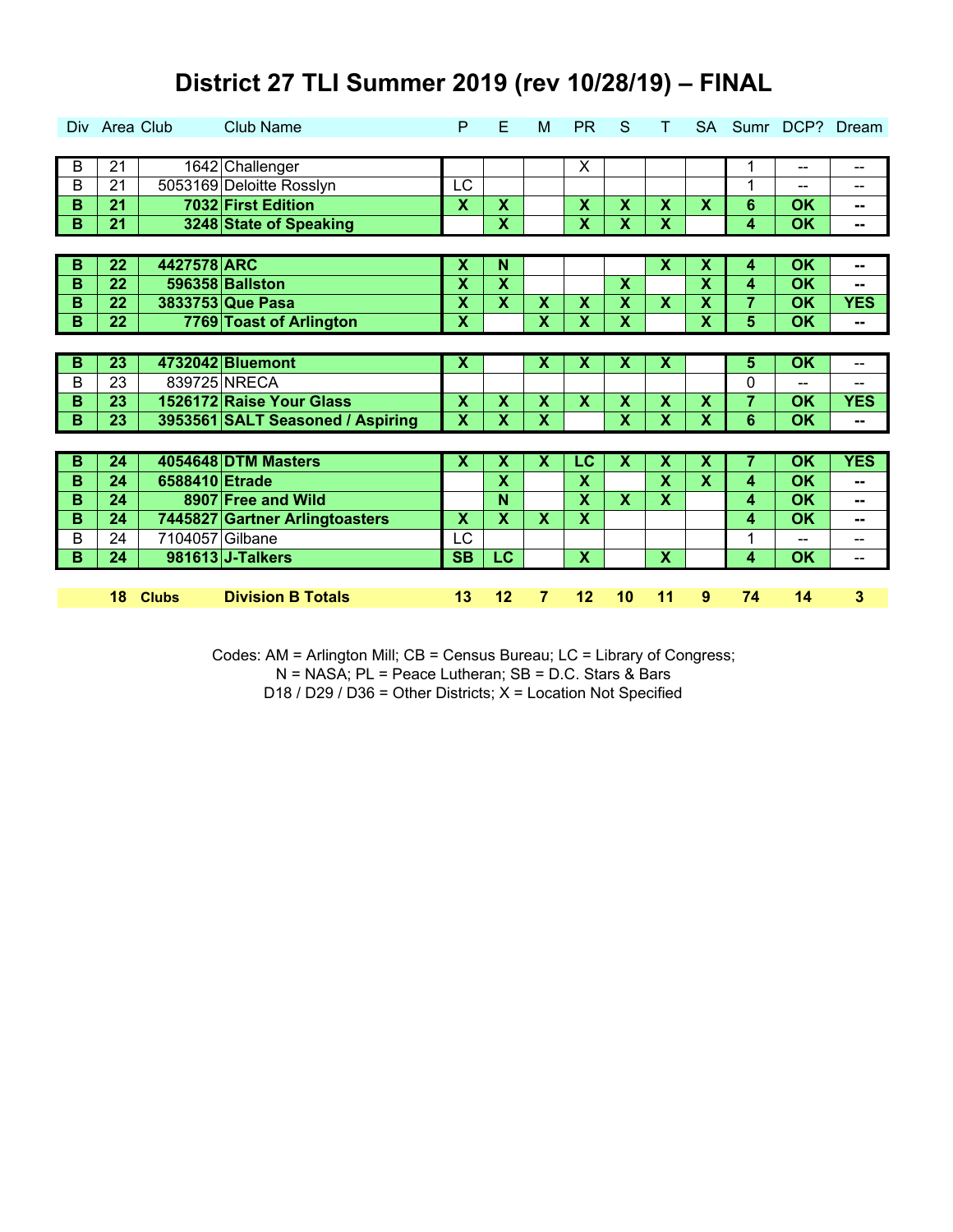# District 27 TLI Summer 2019 (rev 10/28/19) – FINAL

| Div | Area | Club | Club Name | P | E | M | PR | S | T | SA | Sumr | DCP? | Dream |
|---|---|---|---|---|---|---|---|---|---|---|---|---|---|
| B | 21 | 1642 | Challenger | | | | X | | | | 1 | -- | -- |
| B | 21 | 5053169 | Deloitte Rosslyn | LC | | | | | | | 1 | -- | -- |
| **B** | **21** | **7032** | **First Edition** | **X** | **X** | | **X** | **X** | **X** | **X** | **6** | **OK** | **--** |
| **B** | **21** | **3248** | **State of Speaking** | | **X** | | **X** | **X** | **X** | | **4** | **OK** | **--** |
| **B** | **22** | **4427578** | **ARC** | **X** | **N** | | | | **X** | **X** | **4** | **OK** | **--** |
| **B** | **22** | **596358** | **Ballston** | **X** | **X** | | | **X** | | **X** | **4** | **OK** | **--** |
| **B** | **22** | **3833753** | **Que Pasa** | **X** | **X** | **X** | **X** | **X** | **X** | **X** | **7** | **OK** | **YES** |
| **B** | **22** | **7769** | **Toast of Arlington** | **X** | | **X** | **X** | **X** | | **X** | **5** | **OK** | **--** |
| **B** | **23** | **4732042** | **Bluemont** | **X** | | **X** | **X** | **X** | **X** | | **5** | **OK** | -- |
| B | 23 | 839725 | NRECA | | | | | | | | 0 | -- | -- |
| **B** | **23** | **1526172** | **Raise Your Glass** | **X** | **X** | **X** | **X** | **X** | **X** | **X** | **7** | **OK** | **YES** |
| **B** | **23** | **3953561** | **SALT Seasoned / Aspiring** | **X** | **X** | **X** | | **X** | **X** | **X** | **6** | **OK** | **--** |
| **B** | **24** | **4054648** | **DTM Masters** | **X** | **X** | **X** | **LC** | **X** | **X** | **X** | **7** | **OK** | **YES** |
| **B** | **24** | **6588410** | **Etrade** | | **X** | | **X** | | **X** | **X** | **4** | **OK** | **--** |
| **B** | **24** | **8907** | **Free and Wild** | | **N** | | **X** | **X** | **X** | | **4** | **OK** | **--** |
| **B** | **24** | **7445827** | **Gartner Arlingtoasters** | **X** | **X** | **X** | **X** | | | | **4** | **OK** | **--** |
| B | 24 | 7104057 | Gilbane | LC | | | | | | | 1 | -- | -- |
| **B** | **24** | **981613** | **J-Talkers** | **SB** | **LC** | | **X** | | **X** | | **4** | **OK** | -- |
| | **18** | **Clubs** | **Division B Totals** | **13** | **12** | **7** | **12** | **10** | **11** | **9** | **74** | **14** | **3** |

Codes: AM = Arlington Mill; CB = Census Bureau; LC = Library of Congress;
N = NASA; PL = Peace Lutheran; SB = D.C. Stars & Bars
D18 / D29 / D36 = Other Districts; X = Location Not Specified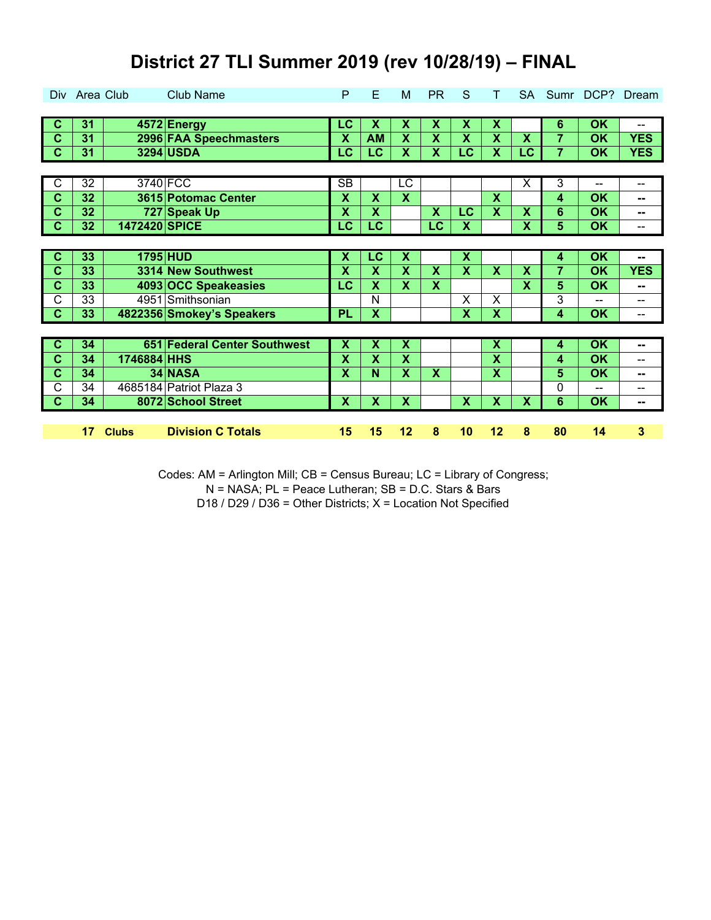# District 27 TLI Summer 2019 (rev 10/28/19) – FINAL

| Div | Area | Club | Club Name | P | E | M | PR | S | T | SA | Sumr | DCP? | Dream |
|---|---|---|---|---|---|---|---|---|---|---|---|---|---|
| **C** | **31** | **4572** | **Energy** | **LC** | **X** | **X** | **X** | **X** | **X** | | **6** | **OK** | -- |
| **C** | **31** | **2996** | **FAA Speechmasters** | **X** | **AM** | **X** | **X** | **X** | **X** | **X** | **7** | **OK** | **YES** |
| **C** | **31** | **3294** | **USDA** | **LC** | **LC** | **X** | **X** | **LC** | **X** | **LC** | **7** | **OK** | **YES** |
| | | | | | | | | | | | | | |
| C | 32 | 3740 | FCC | SB | | LC | | | | X | 3 | -- | -- |
| **C** | **32** | **3615** | **Potomac Center** | **X** | **X** | **X** | | | **X** | | **4** | **OK** | **--** |
| **C** | **32** | **727** | **Speak Up** | **X** | **X** | | **X** | **LC** | **X** | **X** | **6** | **OK** | **--** |
| **C** | **32** | **1472420** | **SPICE** | **LC** | **LC** | | **LC** | **X** | | **X** | **5** | **OK** | -- |
| | | | | | | | | | | | | | |
| **C** | **33** | **1795** | **HUD** | **X** | **LC** | **X** | | **X** | | | **4** | **OK** | **--** |
| **C** | **33** | **3314** | **New Southwest** | **X** | **X** | **X** | **X** | **X** | **X** | **X** | **7** | **OK** | **YES** |
| **C** | **33** | **4093** | **OCC Speakeasies** | **LC** | **X** | **X** | **X** | | | **X** | **5** | **OK** | **--** |
| C | 33 | 4951 | Smithsonian | | N | | | X | X | | 3 | -- | -- |
| **C** | **33** | **4822356** | **Smokey's Speakers** | **PL** | **X** | | | **X** | **X** | | **4** | **OK** | -- |
| | | | | | | | | | | | | | |
| **C** | **34** | **651** | **Federal Center Southwest** | **X** | **X** | **X** | | | **X** | | **4** | **OK** | **--** |
| **C** | **34** | **1746884** | **HHS** | **X** | **X** | **X** | | | **X** | | **4** | **OK** | -- |
| **C** | **34** | **34** | **NASA** | **X** | **N** | **X** | **X** | | **X** | | **5** | **OK** | **--** |
| C | 34 | 4685184 | Patriot Plaza 3 | | | | | | | | 0 | -- | -- |
| **C** | **34** | **8072** | **School Street** | **X** | **X** | **X** | | **X** | **X** | **X** | **6** | **OK** | **--** |
| | | | | | | | | | | | | | |
| | **17** | **Clubs** | **Division C Totals** | **15** | **15** | **12** | **8** | **10** | **12** | **8** | **80** | **14** | **3** |

Codes: AM = Arlington Mill; CB = Census Bureau; LC = Library of Congress;
N = NASA; PL = Peace Lutheran; SB = D.C. Stars & Bars
D18 / D29 / D36 = Other Districts; X = Location Not Specified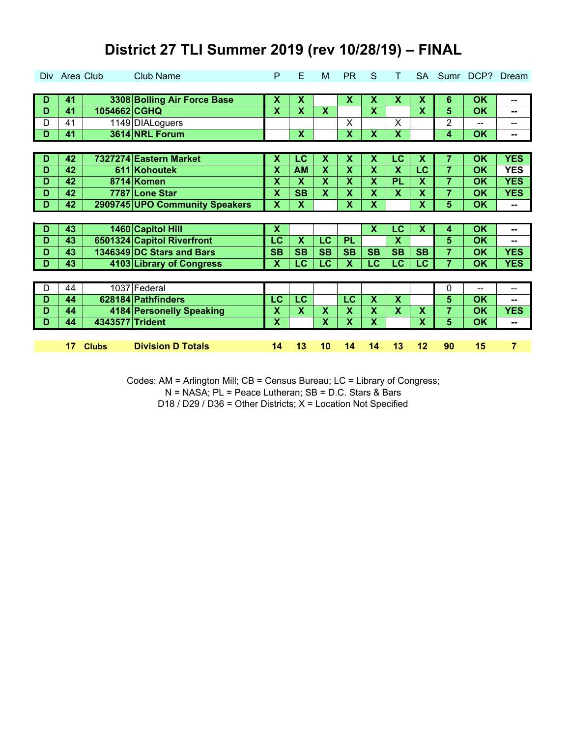# District 27 TLI Summer 2019 (rev 10/28/19) – FINAL

| Div | Area | Club | Club Name | P | E | M | PR | S | T | SA | Sumr | DCP? | Dream |
|---|---|---|---|---|---|---|---|---|---|---|---|---|---|
| **D** | **41** | **3308** | **Bolling Air Force Base** | **X** | **X** | | **X** | **X** | **X** | **X** | **6** | **OK** | -- |
| **D** | **41** | **1054662** | **CGHQ** | **X** | **X** | **X** | | **X** | | **X** | **5** | **OK** | **--** |
| D | 41 | 1149 | DIALoguers | | | | X | | X | | 2 | -- | -- |
| **D** | **41** | **3614** | **NRL Forum** | | **X** | | **X** | **X** | **X** | | **4** | **OK** | **--** |
| **D** | **42** | **7327274** | **Eastern Market** | **X** | **LC** | **X** | **X** | **X** | **LC** | **X** | **7** | **OK** | **YES** |
| **D** | **42** | **611** | **Kohoutek** | **X** | **AM** | **X** | **X** | **X** | **X** | **LC** | **7** | **OK** | **YES** |
| **D** | **42** | **8714** | **Komen** | **X** | **X** | **X** | **X** | **X** | **PL** | **X** | **7** | **OK** | **YES** |
| **D** | **42** | **7787** | **Lone Star** | **X** | **SB** | **X** | **X** | **X** | **X** | **X** | **7** | **OK** | **YES** |
| **D** | **42** | **2909745** | **UPO Community Speakers** | **X** | **X** | | **X** | **X** | | **X** | **5** | **OK** | **--** |
| **D** | **43** | **1460** | **Capitol Hill** | **X** | | | | **X** | **LC** | **X** | **4** | **OK** | **--** |
| **D** | **43** | **6501324** | **Capitol Riverfront** | **LC** | **X** | **LC** | **PL** | | **X** | | **5** | **OK** | **--** |
| **D** | **43** | **1346349** | **DC Stars and Bars** | **SB** | **SB** | **SB** | **SB** | **SB** | **SB** | **SB** | **7** | **OK** | **YES** |
| **D** | **43** | **4103** | **Library of Congress** | **X** | **LC** | **LC** | **X** | **LC** | **LC** | **LC** | **7** | **OK** | **YES** |
| D | 44 | 1037 | Federal | | | | | | | | 0 | -- | -- |
| **D** | **44** | **628184** | **Pathfinders** | **LC** | **LC** | | **LC** | **X** | **X** | | **5** | **OK** | **--** |
| **D** | **44** | **4184** | **Personelly Speaking** | **X** | **X** | **X** | **X** | **X** | **X** | **X** | **7** | **OK** | **YES** |
| **D** | **44** | **4343577** | **Trident** | **X** | | **X** | **X** | **X** | | **X** | **5** | **OK** | **--** |
| | **17** | **Clubs** | **Division D Totals** | **14** | **13** | **10** | **14** | **14** | **13** | **12** | **90** | **15** | **7** |

Codes: AM = Arlington Mill; CB = Census Bureau; LC = Library of Congress;
N = NASA; PL = Peace Lutheran; SB = D.C. Stars & Bars
D18 / D29 / D36 = Other Districts; X = Location Not Specified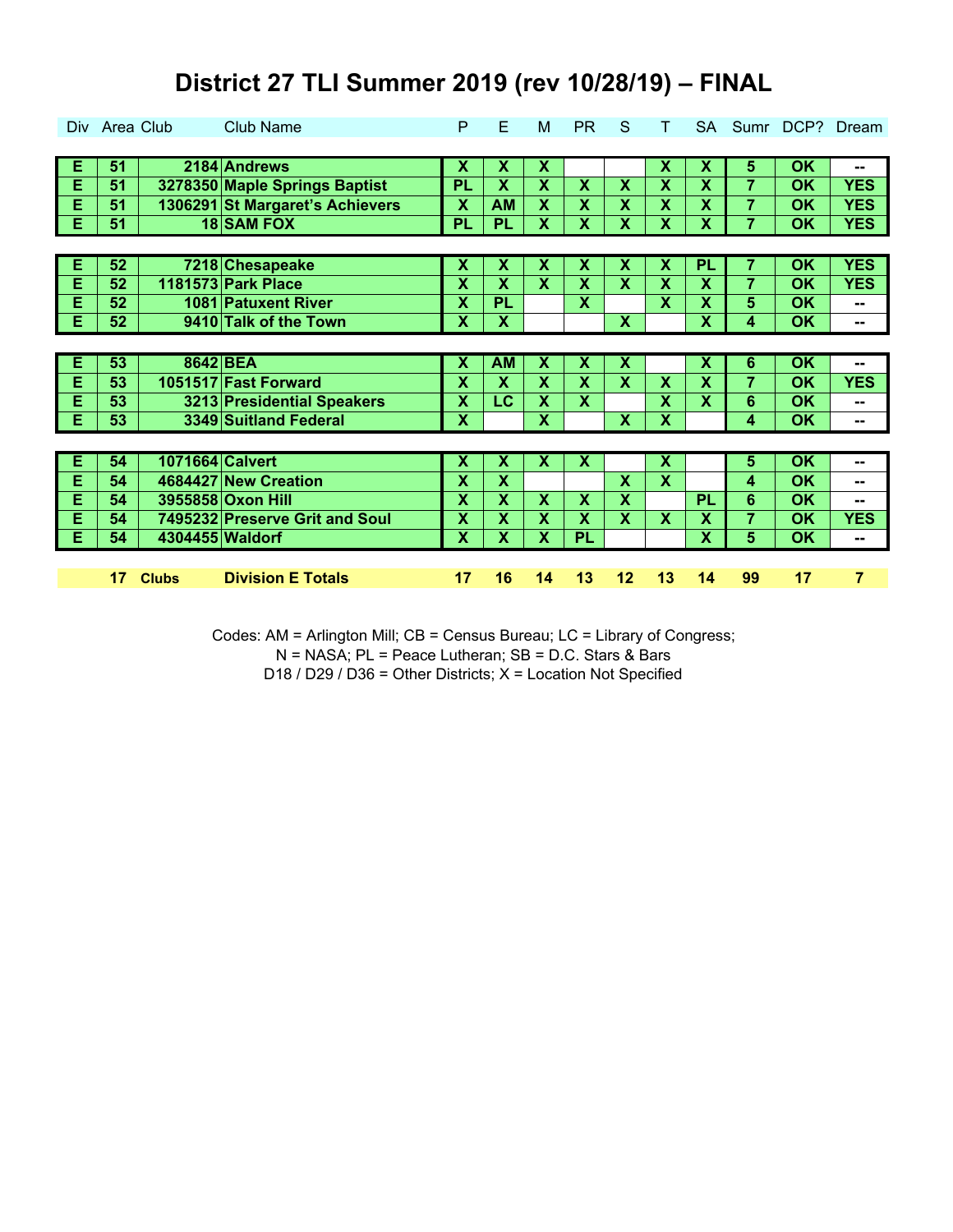# District 27 TLI Summer 2019 (rev 10/28/19) – FINAL

| Div | Area | Club | Club Name | P | E | M | PR | S | T | SA | Sumr | DCP? | Dream |
|---|---|---|---|---|---|---|---|---|---|---|---|---|---|
| E | 51 | 2184 | Andrews | X | X | X | | | X | X | 5 | OK | -- |
| E | 51 | 3278350 | Maple Springs Baptist | PL | X | X | X | X | X | X | 7 | OK | YES |
| E | 51 | 1306291 | St Margaret's Achievers | X | AM | X | X | X | X | X | 7 | OK | YES |
| E | 51 | 18 | SAM FOX | PL | PL | X | X | X | X | X | 7 | OK | YES |
| E | 52 | 7218 | Chesapeake | X | X | X | X | X | X | PL | 7 | OK | YES |
| E | 52 | 1181573 | Park Place | X | X | X | X | X | X | X | 7 | OK | YES |
| E | 52 | 1081 | Patuxent River | X | PL | | X | | X | X | 5 | OK | -- |
| E | 52 | 9410 | Talk of the Town | X | X | | | X | | X | 4 | OK | -- |
| E | 53 | 8642 | BEA | X | AM | X | X | X | | X | 6 | OK | -- |
| E | 53 | 1051517 | Fast Forward | X | X | X | X | X | X | X | 7 | OK | YES |
| E | 53 | 3213 | Presidential Speakers | X | LC | X | X | | X | X | 6 | OK | -- |
| E | 53 | 3349 | Suitland Federal | X | | X | | X | X | | 4 | OK | -- |
| E | 54 | 1071664 | Calvert | X | X | X | X | | X | | 5 | OK | -- |
| E | 54 | 4684427 | New Creation | X | X | | | X | X | | 4 | OK | -- |
| E | 54 | 3955858 | Oxon Hill | X | X | X | X | X | | PL | 6 | OK | -- |
| E | 54 | 7495232 | Preserve Grit and Soul | X | X | X | X | X | X | X | 7 | OK | YES |
| E | 54 | 4304455 | Waldorf | X | X | X | PL | | | X | 5 | OK | -- |
| | 17 | Clubs | Division E Totals | 17 | 16 | 14 | 13 | 12 | 13 | 14 | 99 | 17 | 7 |

Codes: AM = Arlington Mill; CB = Census Bureau; LC = Library of Congress;
N = NASA; PL = Peace Lutheran; SB = D.C. Stars & Bars
D18 / D29 / D36 = Other Districts; X = Location Not Specified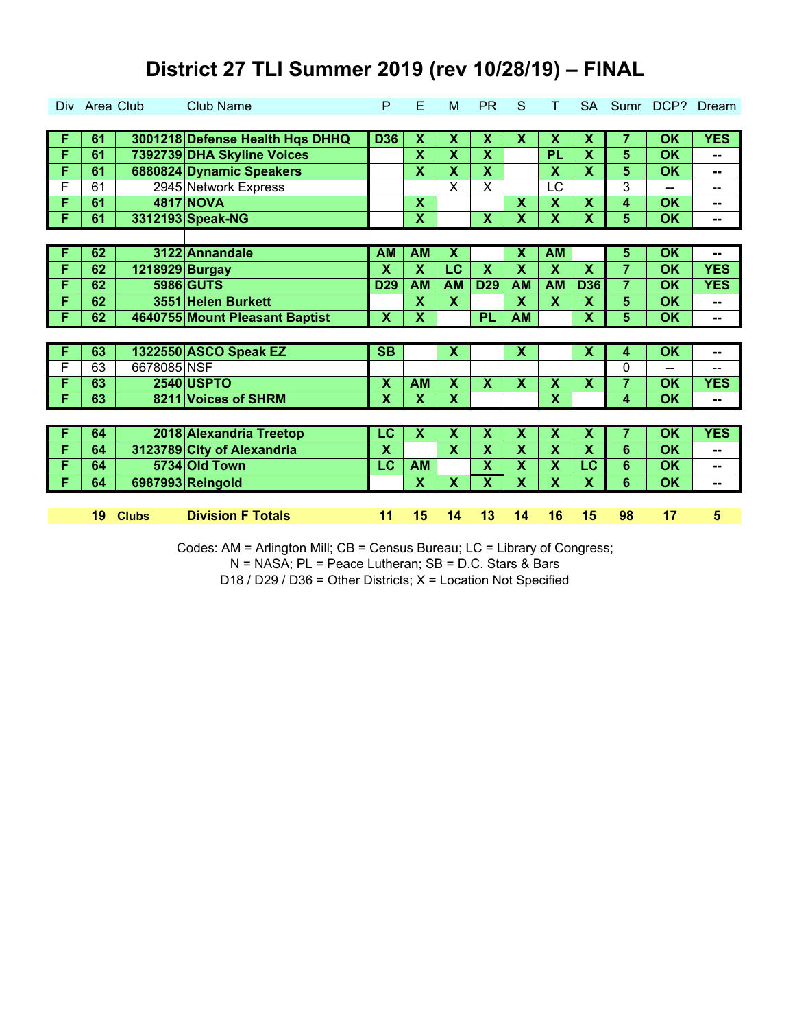# District 27 TLI Summer 2019 (rev 10/28/19) – FINAL

| Div | Area | Club | Club Name | P | E | M | PR | S | T | SA | Sumr | DCP? | Dream |
|---|---|---|---|---|---|---|---|---|---|---|---|---|---|
| F | 61 | 3001218 | Defense Health Hqs DHHQ | D36 | X | X | X | X | X | X | 7 | OK | YES |
| F | 61 | 7392739 | DHA Skyline Voices | | X | X | X | | PL | X | 5 | OK | -- |
| F | 61 | 6880824 | Dynamic Speakers | | X | X | X | | X | X | 5 | OK | -- |
| F | 61 | 2945 | Network Express | | | X | X | | LC | | 3 | -- | -- |
| F | 61 | 4817 | NOVA | | X | | | X | X | X | 4 | OK | -- |
| F | 61 | 3312193 | Speak-NG | | X | | X | X | X | X | 5 | OK | -- |
| F | 62 | 3122 | Annandale | AM | AM | X | | X | AM | | 5 | OK | -- |
| F | 62 | 1218929 | Burgay | X | X | LC | X | X | X | X | 7 | OK | YES |
| F | 62 | 5986 | GUTS | D29 | AM | AM | D29 | AM | AM | D36 | 7 | OK | YES |
| F | 62 | 3551 | Helen Burkett | | X | X | | X | X | X | 5 | OK | -- |
| F | 62 | 4640755 | Mount Pleasant Baptist | X | X | | PL | AM | | X | 5 | OK | -- |
| F | 63 | 1322550 | ASCO Speak EZ | SB | | X | | X | | X | 4 | OK | -- |
| F | 63 | 6678085 | NSF | | | | | | | | 0 | -- | -- |
| F | 63 | 2540 | USPTO | X | AM | X | X | X | X | X | 7 | OK | YES |
| F | 63 | 8211 | Voices of SHRM | X | X | X | | | X | | 4 | OK | -- |
| F | 64 | 2018 | Alexandria Treetop | LC | X | X | X | X | X | X | 7 | OK | YES |
| F | 64 | 3123789 | City of Alexandria | X | | X | X | X | X | X | 6 | OK | -- |
| F | 64 | 5734 | Old Town | LC | AM | | X | X | X | LC | 6 | OK | -- |
| F | 64 | 6987993 | Reingold | | X | X | X | X | X | X | 6 | OK | -- |
| | 19 | Clubs | Division F Totals | 11 | 15 | 14 | 13 | 14 | 16 | 15 | 98 | 17 | 5 |

Codes: AM = Arlington Mill; CB = Census Bureau; LC = Library of Congress;
N = NASA; PL = Peace Lutheran; SB = D.C. Stars & Bars
D18 / D29 / D36 = Other Districts; X = Location Not Specified